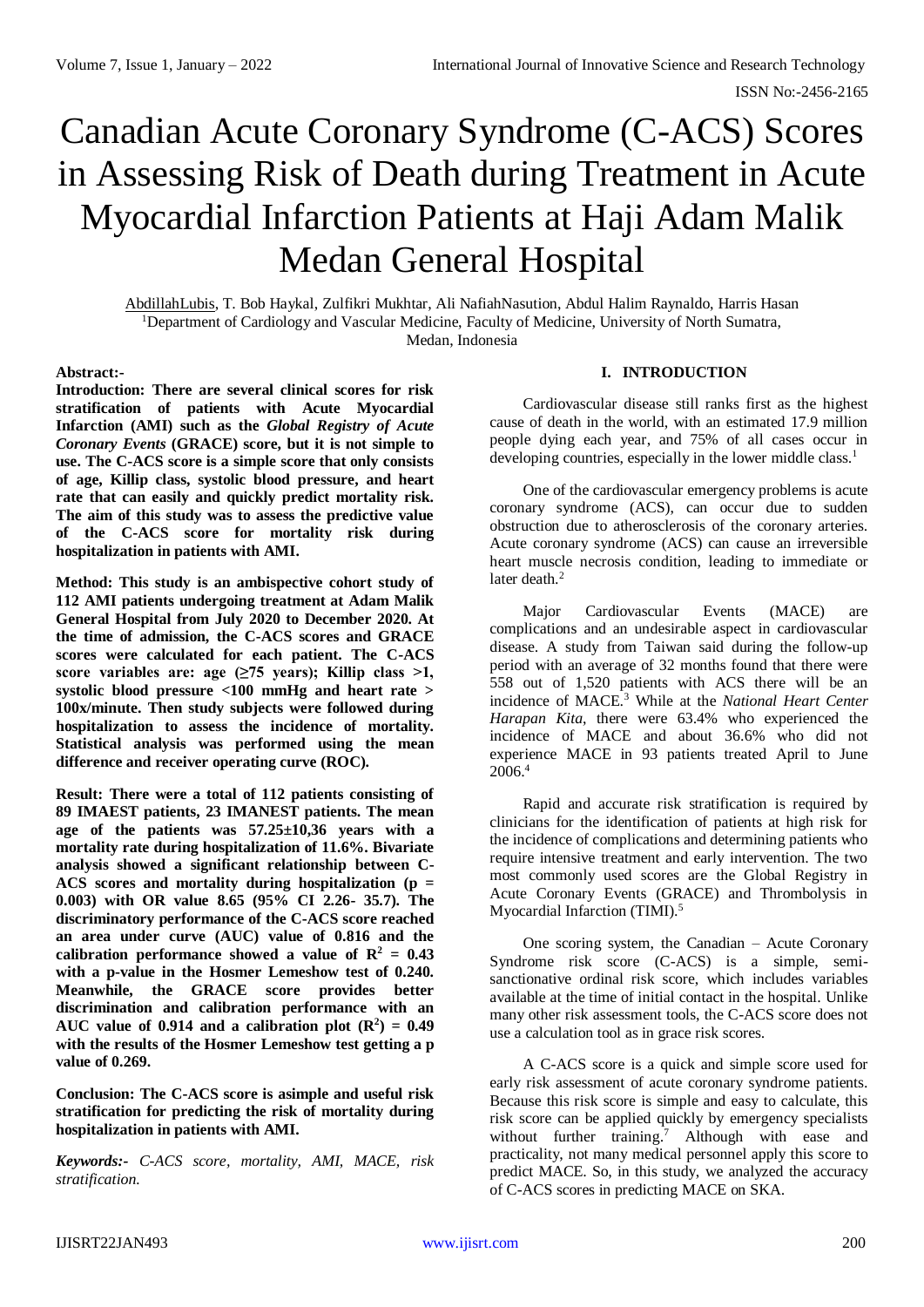# Canadian Acute Coronary Syndrome (C-ACS) Scores in Assessing Risk of Death during Treatment in Acute Myocardial Infarction Patients at Haji Adam Malik Medan General Hospital

AbdillahLubis, T. Bob Haykal, Zulfikri Mukhtar, Ali NafiahNasution, Abdul Halim Raynaldo, Harris Hasan
[1]Department of Cardiology and Vascular Medicine, Faculty of Medicine, University of North Sumatra, Medan, Indonesia

**Abstract:-**

**Introduction: There are several clinical scores for risk stratification of patients with Acute Myocardial Infarction (AMI) such as the *Global Registry of Acute Coronary Events* (GRACE) score, but it is not simple to use. The C-ACS score is a simple score that only consists of age, Killip class, systolic blood pressure, and heart rate that can easily and quickly predict mortality risk. The aim of this study was to assess the predictive value of the C-ACS score for mortality risk during hospitalization in patients with AMI.**

**Method: This study is an ambispective cohort study of 112 AMI patients undergoing treatment at Adam Malik General Hospital from July 2020 to December 2020. At the time of admission, the C-ACS scores and GRACE scores were calculated for each patient. The C-ACS score variables are: age (≥75 years); Killip class >1, systolic blood pressure <100 mmHg and heart rate > 100x/minute. Then study subjects were followed during hospitalization to assess the incidence of mortality. Statistical analysis was performed using the mean difference and receiver operating curve (ROC).**

**Result: There were a total of 112 patients consisting of 89 IMAEST patients, 23 IMANEST patients. The mean age of the patients was 57.25±10,36 years with a mortality rate during hospitalization of 11.6%. Bivariate analysis showed a significant relationship between C-ACS scores and mortality during hospitalization (p = 0.003) with OR value 8.65 (95% CI 2.26- 35.7). The discriminatory performance of the C-ACS score reached an area under curve (AUC) value of 0.816 and the calibration performance showed a value of $R^2$ = 0.43 with a p-value in the Hosmer Lemeshow test of 0.240. Meanwhile, the GRACE score provides better discrimination and calibration performance with an AUC value of 0.914 and a calibration plot ($R^2$) = 0.49 with the results of the Hosmer Lemeshow test getting a p value of 0.269.**

**Conclusion: The C-ACS score is asimple and useful risk stratification for predicting the risk of mortality during hospitalization in patients with AMI.**

***Keywords:-*** *C-ACS score, mortality, AMI, MACE, risk stratification.*

## I. INTRODUCTION

Cardiovascular disease still ranks first as the highest cause of death in the world, with an estimated 17.9 million people dying each year, and 75% of all cases occur in developing countries, especially in the lower middle class.[1]

One of the cardiovascular emergency problems is acute coronary syndrome (ACS), can occur due to sudden obstruction due to atherosclerosis of the coronary arteries. Acute coronary syndrome (ACS) can cause an irreversible heart muscle necrosis condition, leading to immediate or later death.[2]

Major Cardiovascular Events (MACE) are complications and an undesirable aspect in cardiovascular disease. A study from Taiwan said during the follow-up period with an average of 32 months found that there were 558 out of 1,520 patients with ACS there will be an incidence of MACE.[3] While at the *National Heart Center Harapan Kita*, there were 63.4% who experienced the incidence of MACE and about 36.6% who did not experience MACE in 93 patients treated April to June 2006.[4]

Rapid and accurate risk stratification is required by clinicians for the identification of patients at high risk for the incidence of complications and determining patients who require intensive treatment and early intervention. The two most commonly used scores are the Global Registry in Acute Coronary Events (GRACE) and Thrombolysis in Myocardial Infarction (TIMI).[5]

One scoring system, the Canadian – Acute Coronary Syndrome risk score (C-ACS) is a simple, semi-sanctionative ordinal risk score, which includes variables available at the time of initial contact in the hospital. Unlike many other risk assessment tools, the C-ACS score does not use a calculation tool as in grace risk scores.

A C-ACS score is a quick and simple score used for early risk assessment of acute coronary syndrome patients. Because this risk score is simple and easy to calculate, this risk score can be applied quickly by emergency specialists without further training.[7] Although with ease and practicality, not many medical personnel apply this score to predict MACE. So, in this study, we analyzed the accuracy of C-ACS scores in predicting MACE on SKA.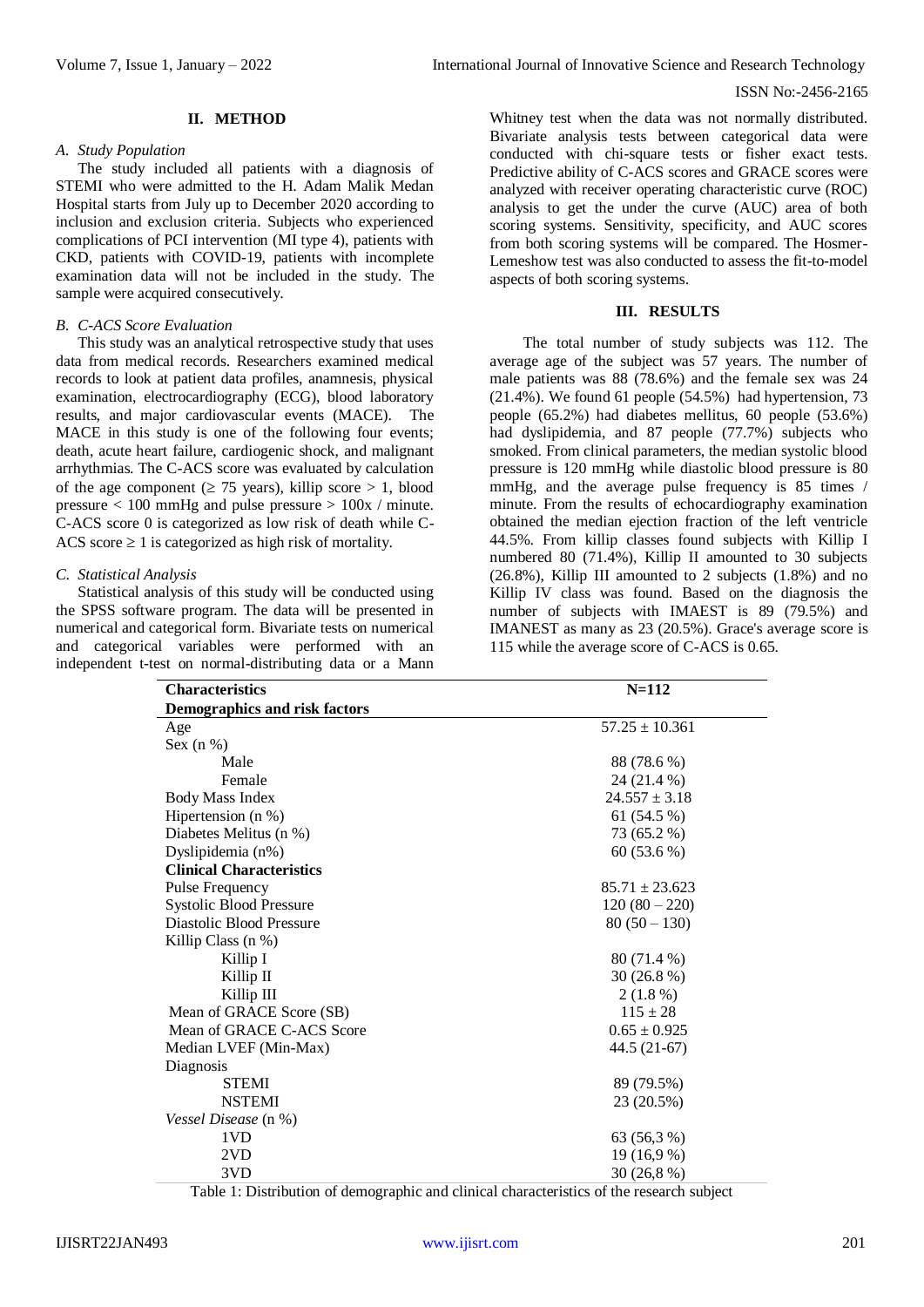## II. METHOD

### A. Study Population

The study included all patients with a diagnosis of STEMI who were admitted to the H. Adam Malik Medan Hospital starts from July up to December 2020 according to inclusion and exclusion criteria. Subjects who experienced complications of PCI intervention (MI type 4), patients with CKD, patients with COVID-19, patients with incomplete examination data will not be included in the study. The sample were acquired consecutively.

### B. C-ACS Score Evaluation

This study was an analytical retrospective study that uses data from medical records. Researchers examined medical records to look at patient data profiles, anamnesis, physical examination, electrocardiography (ECG), blood laboratory results, and major cardiovascular events (MACE). The MACE in this study is one of the following four events; death, acute heart failure, cardiogenic shock, and malignant arrhythmias. The C-ACS score was evaluated by calculation of the age component ($\geq$ 75 years), killip score > 1, blood pressure < 100 mmHg and pulse pressure > 100x / minute. C-ACS score 0 is categorized as low risk of death while C-ACS score $\geq$ 1 is categorized as high risk of mortality.

### C. Statistical Analysis

Statistical analysis of this study will be conducted using the SPSS software program. The data will be presented in numerical and categorical form. Bivariate tests on numerical and categorical variables were performed with an independent t-test on normal-distributing data or a Mann Whitney test when the data was not normally distributed. Bivariate analysis tests between categorical data were conducted with chi-square tests or fisher exact tests. Predictive ability of C-ACS scores and GRACE scores were analyzed with receiver operating characteristic curve (ROC) analysis to get the under the curve (AUC) area of both scoring systems. Sensitivity, specificity, and AUC scores from both scoring systems will be compared. The Hosmer-Lemeshow test was also conducted to assess the fit-to-model aspects of both scoring systems.

## III. RESULTS

The total number of study subjects was 112. The average age of the subject was 57 years. The number of male patients was 88 (78.6%) and the female sex was 24 (21.4%). We found 61 people (54.5%) had hypertension, 73 people (65.2%) had diabetes mellitus, 60 people (53.6%) had dyslipidemia, and 87 people (77.7%) subjects who smoked. From clinical parameters, the median systolic blood pressure is 120 mmHg while diastolic blood pressure is 80 mmHg, and the average pulse frequency is 85 times / minute. From the results of echocardiography examination obtained the median ejection fraction of the left ventricle 44.5%. From killip classes found subjects with Killip I numbered 80 (71.4%), Killip II amounted to 30 subjects (26.8%), Killip III amounted to 2 subjects (1.8%) and no Killip IV class was found. Based on the diagnosis the number of subjects with IMAEST is 89 (79.5%) and IMANEST as many as 23 (20.5%). Grace's average score is 115 while the average score of C-ACS is 0.65.

| **Characteristics** | **N=112** |
|---|---|
| **Demographics and risk factors** | |
| Age | $57.25 \pm 10.361$ |
| Sex (n %) | |
| Male | 88 (78.6 %) |
| Female | 24 (21.4 %) |
| Body Mass Index | $24.557 \pm 3.18$ |
| Hipertension (n %) | 61 (54.5 %) |
| Diabetes Melitus (n %) | 73 (65.2 %) |
| Dyslipidemia (n%) | 60 (53.6 %) |
| **Clinical Characteristics** | |
| Pulse Frequency | $85.71 \pm 23.623$ |
| Systolic Blood Pressure | 120 (80 – 220) |
| Diastolic Blood Pressure | 80 (50 – 130) |
| Killip Class (n %) | |
| Killip I | 80 (71.4 %) |
| Killip II | 30 (26.8 %) |
| Killip III | 2 (1.8 %) |
| Mean of GRACE Score (SB) | $115 \pm 28$ |
| Mean of GRACE C-ACS Score | $0.65 \pm 0.925$ |
| Median LVEF (Min-Max) | 44.5 (21-67) |
| Diagnosis | |
| STEMI | 89 (79.5%) |
| NSTEMI | 23 (20.5%) |
| *Vessel Disease* (n %) | |
| 1VD | 63 (56,3 %) |
| 2VD | 19 (16,9 %) |
| 3VD | 30 (26,8 %) |

Table 1: Distribution of demographic and clinical characteristics of the research subject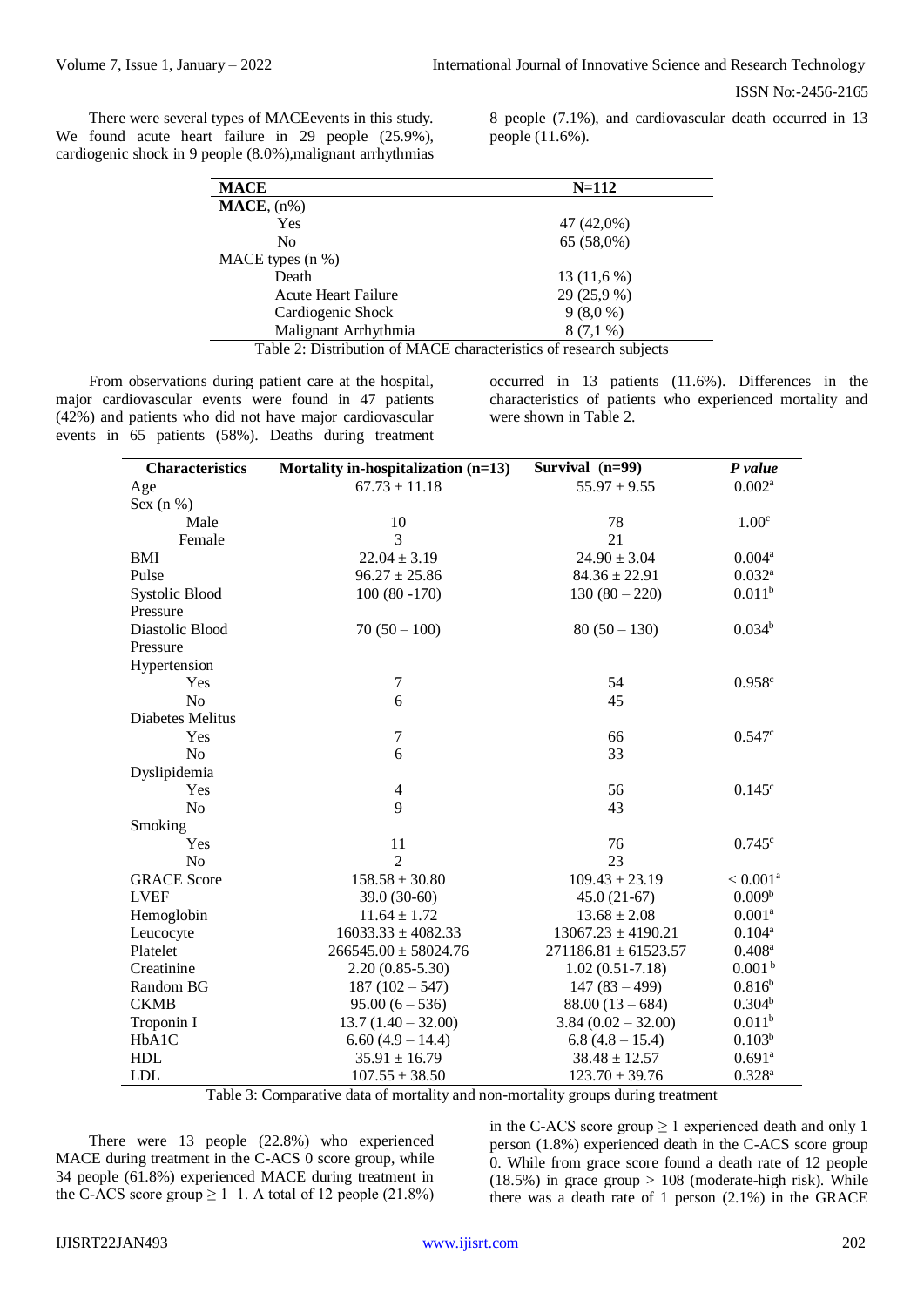There were several types of MACEevents in this study. We found acute heart failure in 29 people (25.9%), cardiogenic shock in 9 people (8.0%),malignant arrhythmias 8 people (7.1%), and cardiovascular death occurred in 13 people (11.6%).

| MACE | N=112 |
|---|---|
| **MACE**, (n%) | |
| Yes | 47 (42,0%) |
| No | 65 (58,0%) |
| MACE types (n %) | |
| Death | 13 (11,6 %) |
| Acute Heart Failure | 29 (25,9 %) |
| Cardiogenic Shock | 9 (8,0 %) |
| Malignant Arrhythmia | 8 (7,1 %) |

Table 2: Distribution of MACE characteristics of research subjects

From observations during patient care at the hospital, major cardiovascular events were found in 47 patients (42%) and patients who did not have major cardiovascular events in 65 patients (58%). Deaths during treatment occurred in 13 patients (11.6%). Differences in the characteristics of patients who experienced mortality and were shown in Table 2.

| Characteristics | Mortality in-hospitalization (n=13) | Survival (n=99) | *P value* |
|---|---|---|---|
| Age | 67.73 ± 11.18 | 55.97 ± 9.55 | 0.002[a] |
| Sex (n %) | | | |
| Male | 10 | 78 | 1.00[c] |
| Female | 3 | 21 | |
| BMI | 22.04 ± 3.19 | 24.90 ± 3.04 | 0.004[a] |
| Pulse | 96.27 ± 25.86 | 84.36 ± 22.91 | 0.032[a] |
| Systolic Blood Pressure | 100 (80 -170) | 130 (80 – 220) | 0.011[b] |
| Diastolic Blood Pressure | 70 (50 – 100) | 80 (50 – 130) | 0.034[b] |
| Hypertension | | | |
| Yes | 7 | 54 | 0.958[c] |
| No | 6 | 45 | |
| Diabetes Melitus | | | |
| Yes | 7 | 66 | 0.547[c] |
| No | 6 | 33 | |
| Dyslipidemia | | | |
| Yes | 4 | 56 | 0.145[c] |
| No | 9 | 43 | |
| Smoking | | | |
| Yes | 11 | 76 | 0.745[c] |
| No | 2 | 23 | |
| GRACE Score | 158.58 ± 30.80 | 109.43 ± 23.19 | < 0.001[a] |
| LVEF | 39.0 (30-60) | 45.0 (21-67) | 0.009[b] |
| Hemoglobin | 11.64 ± 1.72 | 13.68 ± 2.08 | 0.001[a] |
| Leucocyte | 16033.33 ± 4082.33 | 13067.23 ± 4190.21 | 0.104[a] |
| Platelet | 266545.00 ± 58024.76 | 271186.81 ± 61523.57 | 0.408[a] |
| Creatinine | 2.20 (0.85-5.30) | 1.02 (0.51-7.18) | 0.001[b] |
| Random BG | 187 (102 – 547) | 147 (83 – 499) | 0.816[b] |
| CKMB | 95.00 (6 – 536) | 88.00 (13 – 684) | 0.304[b] |
| Troponin I | 13.7 (1.40 – 32.00) | 3.84 (0.02 – 32.00) | 0.011[b] |
| HbA1C | 6.60 (4.9 – 14.4) | 6.8 (4.8 – 15.4) | 0.103[b] |
| HDL | 35.91 ± 16.79 | 38.48 ± 12.57 | 0.691[a] |
| LDL | 107.55 ± 38.50 | 123.70 ± 39.76 | 0.328[a] |

Table 3: Comparative data of mortality and non-mortality groups during treatment

There were 13 people (22.8%) who experienced MACE during treatment in the C-ACS 0 score group, while 34 people (61.8%) experienced MACE during treatment in the C-ACS score group ≥ 1 1. A total of 12 people (21.8%) in the C-ACS score group ≥ 1 experienced death and only 1 person (1.8%) experienced death in the C-ACS score group 0. While from grace score found a death rate of 12 people (18.5%) in grace group > 108 (moderate-high risk). While there was a death rate of 1 person (2.1%) in the GRACE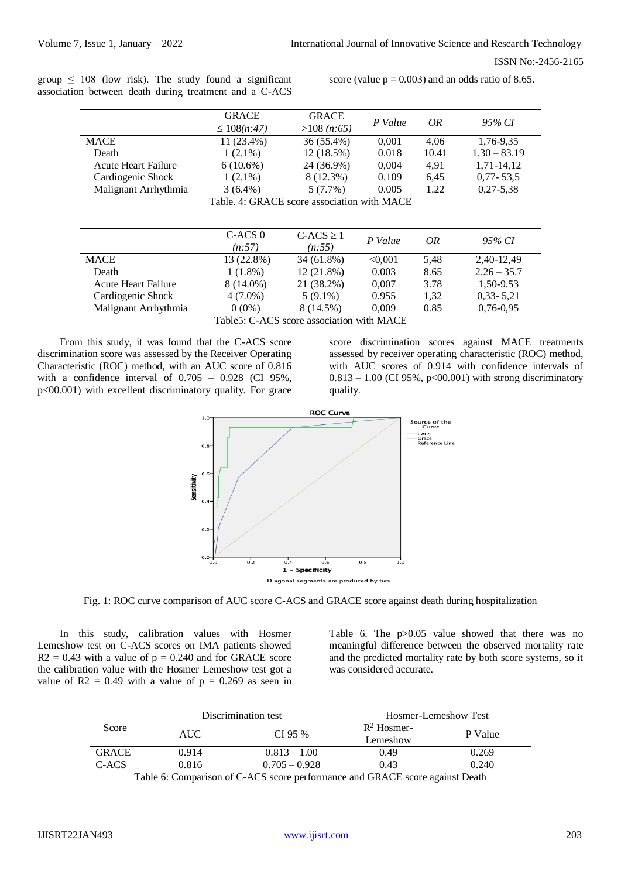group ≤ 108 (low risk). The study found a significant association between death during treatment and a C-ACS score (value p = 0.003) and an odds ratio of 8.65.

| | GRACE ≤ 108*(n:47)* | GRACE >108 *(n:65)* | *P Value* | *OR* | *95% CI* |
|---|---|---|---|---|---|
| MACE | 11 (23.4%) | 36 (55.4%) | 0,001 | 4,06 | 1,76-9,35 |
| Death | 1 (2.1%) | 12 (18.5%) | 0.018 | 10.41 | 1.30 – 83.19 |
| Acute Heart Failure | 6 (10.6%) | 24 (36.9%) | 0,004 | 4,91 | 1,71-14,12 |
| Cardiogenic Shock | 1 (2.1%) | 8 (12.3%) | 0.109 | 6,45 | 0,77- 53,5 |
| Malignant Arrhythmia | 3 (6.4%) | 5 (7.7%) | 0.005 | 1.22 | 0,27-5,38 |

Table. 4: GRACE score association with MACE

| | C-ACS 0 *(n:57)* | C-ACS ≥ 1 *(n:55)* | *P Value* | *OR* | *95% CI* |
|---|---|---|---|---|---|
| MACE | 13 (22.8%) | 34 (61.8%) | <0,001 | 5,48 | 2,40-12,49 |
| Death | 1 (1.8%) | 12 (21.8%) | 0.003 | 8.65 | 2.26 – 35.7 |
| Acute Heart Failure | 8 (14.0%) | 21 (38.2%) | 0,007 | 3.78 | 1,50-9.53 |
| Cardiogenic Shock | 4 (7.0%) | 5 (9.1%) | 0.955 | 1,32 | 0,33- 5,21 |
| Malignant Arrhythmia | 0 (0%) | 8 (14.5%) | 0,009 | 0.85 | 0,76-0,95 |

Table5: C-ACS score association with MACE

From this study, it was found that the C-ACS score discrimination score was assessed by the Receiver Operating Characteristic (ROC) method, with an AUC score of 0.816 with a confidence interval of 0.705 – 0.928 (CI 95%, p<00.001) with excellent discriminatory quality. For grace score discrimination scores against MACE treatments assessed by receiver operating characteristic (ROC) method, with AUC scores of 0.914 with confidence intervals of 0.813 – 1.00 (CI 95%, p<00.001) with strong discriminatory quality.

Fig. 1: ROC curve comparison of AUC score C-ACS and GRACE score against death during hospitalization

In this study, calibration values with Hosmer Lemeshow test on C-ACS scores on IMA patients showed R2 = 0.43 with a value of p = 0.240 and for GRACE score the calibration value with the Hosmer Lemeshow test got a value of R2 = 0.49 with a value of p = 0.269 as seen in Table 6. The p>0.05 value showed that there was no meaningful difference between the observed mortality rate and the predicted mortality rate by both score systems, so it was considered accurate.

| Score | Discrimination test | | Hosmer-Lemeshow Test | |
|---|---|---|---|---|
| | AUC | CI 95 % | $R^2$ Hosmer-Lemeshow | P Value |
| GRACE | 0.914 | 0.813 – 1.00 | 0.49 | 0.269 |
| C-ACS | 0.816 | 0.705 – 0.928 | 0.43 | 0.240 |

Table 6: Comparison of C-ACS score performance and GRACE score against Death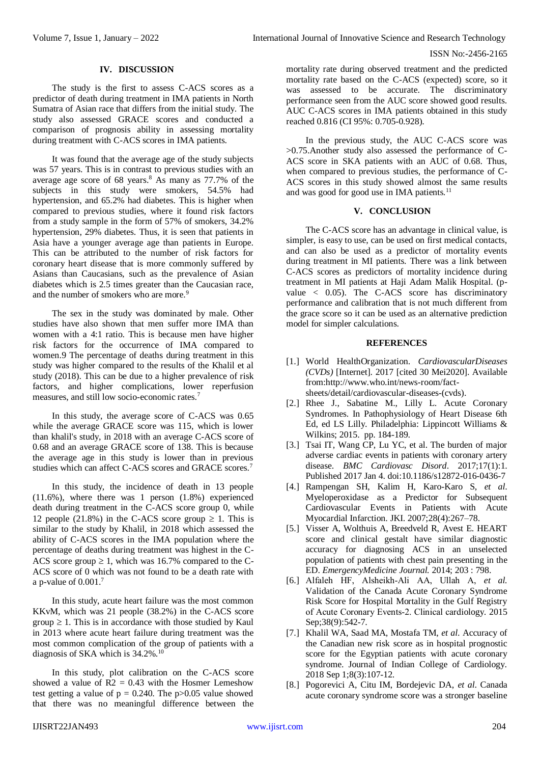## IV. DISCUSSION

The study is the first to assess C-ACS scores as a predictor of death during treatment in IMA patients in North Sumatra of Asian race that differs from the initial study. The study also assessed GRACE scores and conducted a comparison of prognosis ability in assessing mortality during treatment with C-ACS scores in IMA patients.

It was found that the average age of the study subjects was 57 years. This is in contrast to previous studies with an average age score of 68 years.[8] As many as 77.7% of the subjects in this study were smokers, 54.5% had hypertension, and 65.2% had diabetes. This is higher when compared to previous studies, where it found risk factors from a study sample in the form of 57% of smokers, 34.2% hypertension, 29% diabetes. Thus, it is seen that patients in Asia have a younger average age than patients in Europe. This can be attributed to the number of risk factors for coronary heart disease that is more commonly suffered by Asians than Caucasians, such as the prevalence of Asian diabetes which is 2.5 times greater than the Caucasian race, and the number of smokers who are more.[9]

The sex in the study was dominated by male. Other studies have also shown that men suffer more IMA than women with a 4:1 ratio. This is because men have higher risk factors for the occurrence of IMA compared to women.9 The percentage of deaths during treatment in this study was higher compared to the results of the Khalil et al study (2018). This can be due to a higher prevalence of risk factors, and higher complications, lower reperfusion measures, and still low socio-economic rates.[7]

In this study, the average score of C-ACS was 0.65 while the average GRACE score was 115, which is lower than khalil's study, in 2018 with an average C-ACS score of 0.68 and an average GRACE score of 138. This is because the average age in this study is lower than in previous studies which can affect C-ACS scores and GRACE scores.[7]

In this study, the incidence of death in 13 people (11.6%), where there was 1 person (1.8%) experienced death during treatment in the C-ACS score group 0, while 12 people (21.8%) in the C-ACS score group $\geq 1$. This is similar to the study by Khalil, in 2018 which assessed the ability of C-ACS scores in the IMA population where the percentage of deaths during treatment was highest in the C-ACS score group $\geq 1$, which was 16.7% compared to the C-ACS score of 0 which was not found to be a death rate with a p-value of 0.001.[7]

In this study, acute heart failure was the most common KKvM, which was 21 people (38.2%) in the C-ACS score group $\geq 1$. This is in accordance with those studied by Kaul in 2013 where acute heart failure during treatment was the most common complication of the group of patients with a diagnosis of SKA which is 34.2%.[10]

In this study, plot calibration on the C-ACS score showed a value of $R2 = 0.43$ with the Hosmer Lemeshow test getting a value of $p = 0.240$. The $p>0.05$ value showed that there was no meaningful difference between the mortality rate during observed treatment and the predicted mortality rate based on the C-ACS (expected) score, so it was assessed to be accurate. The discriminatory performance seen from the AUC score showed good results. AUC C-ACS scores in IMA patients obtained in this study reached 0.816 (CI 95%: 0.705-0.928).

In the previous study, the AUC C-ACS score was >0.75.Another study also assessed the performance of C-ACS score in SKA patients with an AUC of 0.68. Thus, when compared to previous studies, the performance of C-ACS scores in this study showed almost the same results and was good for good use in IMA patients.[11]

## V. CONCLUSION

The C-ACS score has an advantage in clinical value, is simpler, is easy to use, can be used on first medical contacts, and can also be used as a predictor of mortality events during treatment in MI patients. There was a link between C-ACS scores as predictors of mortality incidence during treatment in MI patients at Haji Adam Malik Hospital. (p-value $< 0.05$). The C-ACS score has discriminatory performance and calibration that is not much different from the grace score so it can be used as an alternative prediction model for simpler calculations.

## REFERENCES

[1.] World HealthOrganization. *CardiovascularDiseases (CVDs)* [Internet]. 2017 [cited 30 Mei2020]. Available from:http://www.who.int/news-room/fact-sheets/detail/cardiovascular-diseases-(cvds).

[2.] Rhee J., Sabatine M., Lilly L. Acute Coronary Syndromes. In Pathophysiology of Heart Disease 6th Ed, ed LS Lilly. Philadelphia: Lippincott Williams & Wilkins; 2015. pp. 184-189.

[3.] Tsai IT, Wang CP, Lu YC, et al. The burden of major adverse cardiac events in patients with coronary artery disease. *BMC Cardiovasc Disord*. 2017;17(1):1. Published 2017 Jan 4. doi:10.1186/s12872-016-0436-7

[4.] Rampengan SH, Kalim H, Karo-Karo S, *et al*. Myeloperoxidase as a Predictor for Subsequent Cardiovascular Events in Patients with Acute Myocardial Infarction. JKI. 2007;28(4):267–78.

[5.] Visser A, Wolthuis A, Breedveld R, Avest E. HEART score and clinical gestalt have similar diagnostic accuracy for diagnosing ACS in an unselected population of patients with chest pain presenting in the ED. *EmergencyMedicine Journal.* 2014; 203 : 798.

[6.] Alfaleh HF, Alsheikh-Ali AA, Ullah A, *et al.* Validation of the Canada Acute Coronary Syndrome Risk Score for Hospital Mortality in the Gulf Registry of Acute Coronary Events-2. Clinical cardiology. 2015 Sep;38(9):542-7.

[7.] Khalil WA, Saad MA, Mostafa TM, *et al.* Accuracy of the Canadian new risk score as in hospital prognostic score for the Egyptian patients with acute coronary syndrome. Journal of Indian College of Cardiology. 2018 Sep 1;8(3):107-12.

[8.] Pogorevici A, Citu IM, Bordejevic DA, *et al*. Canada acute coronary syndrome score was a stronger baseline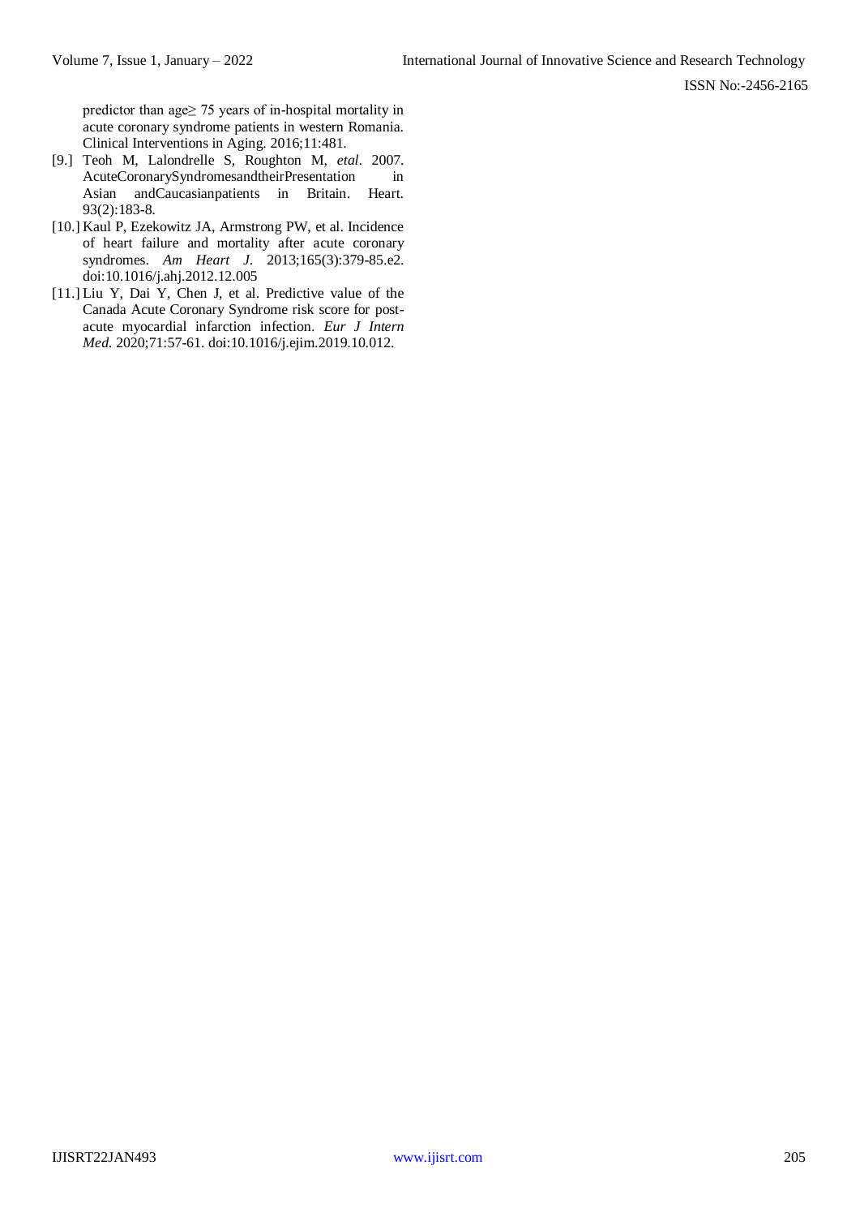predictor than age≥ 75 years of in-hospital mortality in acute coronary syndrome patients in western Romania. Clinical Interventions in Aging. 2016;11:481.

[9.] Teoh M, Lalondrelle S, Roughton M, *etal*. 2007. AcuteCoronarySyndromesandtheirPresentation in Asian andCaucasianpatients in Britain. Heart. 93(2):183-8.

[10.] Kaul P, Ezekowitz JA, Armstrong PW, et al. Incidence of heart failure and mortality after acute coronary syndromes. *Am Heart J*. 2013;165(3):379-85.e2. doi:10.1016/j.ahj.2012.12.005

[11.] Liu Y, Dai Y, Chen J, et al. Predictive value of the Canada Acute Coronary Syndrome risk score for post-acute myocardial infarction infection. *Eur J Intern Med*. 2020;71:57-61. doi:10.1016/j.ejim.2019.10.012.